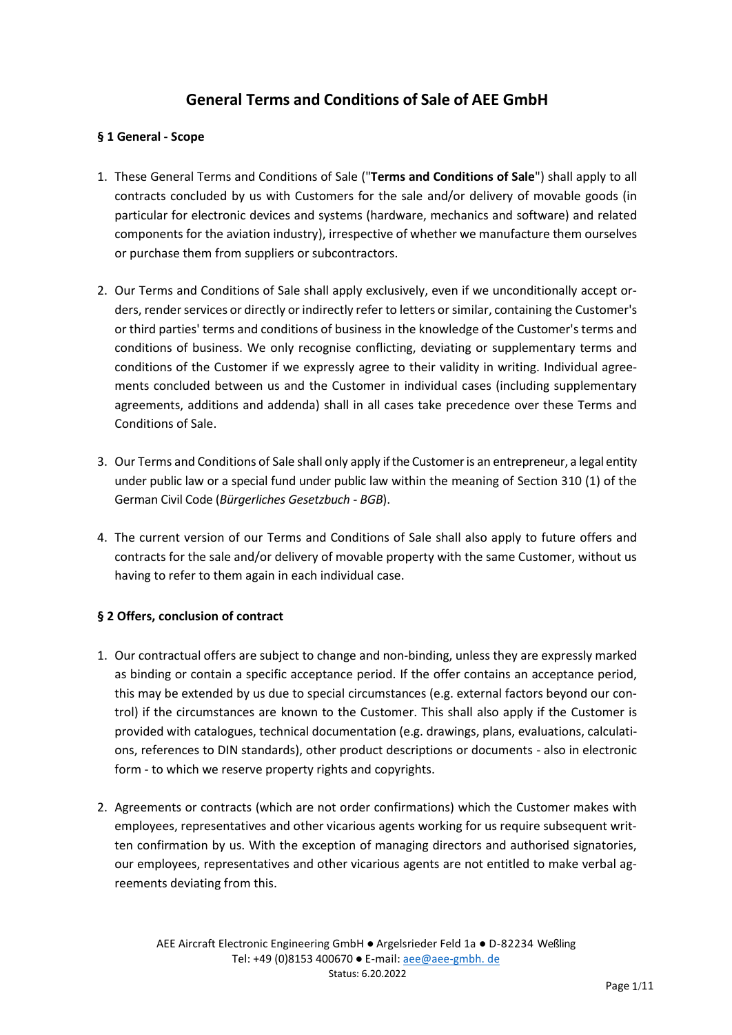# General Terms and Conditions of Sale of AEE GmbH

### § 1 General - Scope

1. These General Terms and Conditions of Sale ("**Terms and Conditions of Sale**") shall apply to all contracts concluded by us with Customers for the sale and/or delivery of movable goods (in particular for electronic devices and systems (hardware, mechanics and software) and related components for the aviation industry), irrespective of whether we manufacture them ourselves or purchase them from suppliers or subcontractors.

2. Our Terms and Conditions of Sale shall apply exclusively, even if we unconditionally accept orders, render services or directly or indirectly refer to letters or similar, containing the Customer's or third parties' terms and conditions of business in the knowledge of the Customer's terms and conditions of business. We only recognise conflicting, deviating or supplementary terms and conditions of the Customer if we expressly agree to their validity in writing. Individual agreements concluded between us and the Customer in individual cases (including supplementary agreements, additions and addenda) shall in all cases take precedence over these Terms and Conditions of Sale.

3. Our Terms and Conditions of Sale shall only apply if the Customer is an entrepreneur, a legal entity under public law or a special fund under public law within the meaning of Section 310 (1) of the German Civil Code (*Bürgerliches Gesetzbuch - BGB*).

4. The current version of our Terms and Conditions of Sale shall also apply to future offers and contracts for the sale and/or delivery of movable property with the same Customer, without us having to refer to them again in each individual case.

### § 2 Offers, conclusion of contract

1. Our contractual offers are subject to change and non-binding, unless they are expressly marked as binding or contain a specific acceptance period. If the offer contains an acceptance period, this may be extended by us due to special circumstances (e.g. external factors beyond our control) if the circumstances are known to the Customer. This shall also apply if the Customer is provided with catalogues, technical documentation (e.g. drawings, plans, evaluations, calculations, references to DIN standards), other product descriptions or documents - also in electronic form - to which we reserve property rights and copyrights.

2. Agreements or contracts (which are not order confirmations) which the Customer makes with employees, representatives and other vicarious agents working for us require subsequent written confirmation by us. With the exception of managing directors and authorised signatories, our employees, representatives and other vicarious agents are not entitled to make verbal agreements deviating from this.

AEE Aircraft Electronic Engineering GmbH ● Argelsrieder Feld 1a ● D-82234 Weßling
Tel: +49 (0)8153 400670 ● E-mail: aee@aee-gmbh. de
Status: 6.20.2022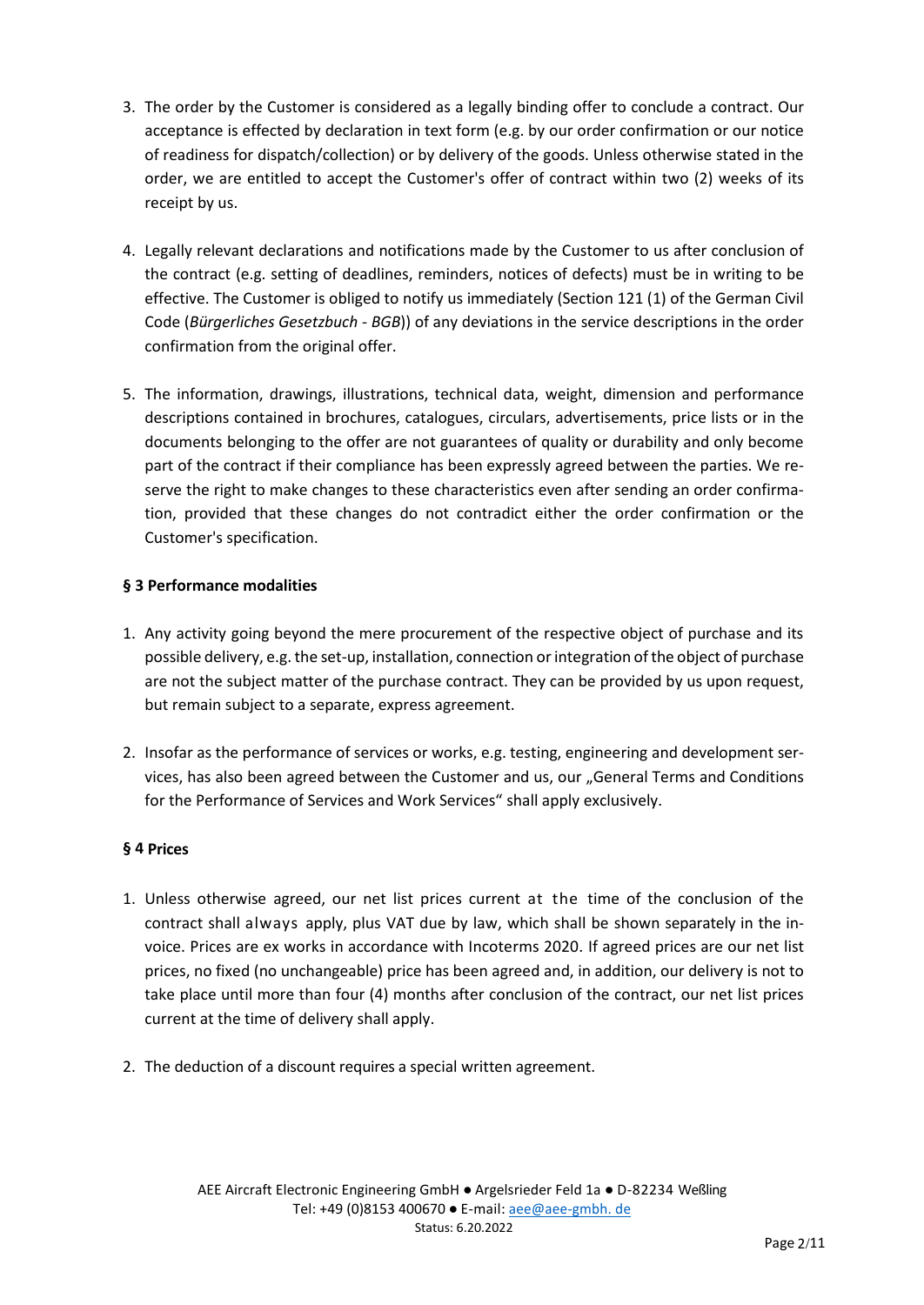3. The order by the Customer is considered as a legally binding offer to conclude a contract. Our acceptance is effected by declaration in text form (e.g. by our order confirmation or our notice of readiness for dispatch/collection) or by delivery of the goods. Unless otherwise stated in the order, we are entitled to accept the Customer's offer of contract within two (2) weeks of its receipt by us.

4. Legally relevant declarations and notifications made by the Customer to us after conclusion of the contract (e.g. setting of deadlines, reminders, notices of defects) must be in writing to be effective. The Customer is obliged to notify us immediately (Section 121 (1) of the German Civil Code (*Bürgerliches Gesetzbuch - BGB*)) of any deviations in the service descriptions in the order confirmation from the original offer.

5. The information, drawings, illustrations, technical data, weight, dimension and performance descriptions contained in brochures, catalogues, circulars, advertisements, price lists or in the documents belonging to the offer are not guarantees of quality or durability and only become part of the contract if their compliance has been expressly agreed between the parties. We reserve the right to make changes to these characteristics even after sending an order confirmation, provided that these changes do not contradict either the order confirmation or the Customer's specification.

**§ 3 Performance modalities**

1. Any activity going beyond the mere procurement of the respective object of purchase and its possible delivery, e.g. the set-up, installation, connection or integration of the object of purchase are not the subject matter of the purchase contract. They can be provided by us upon request, but remain subject to a separate, express agreement.

2. Insofar as the performance of services or works, e.g. testing, engineering and development services, has also been agreed between the Customer and us, our „General Terms and Conditions for the Performance of Services and Work Services" shall apply exclusively.

**§ 4 Prices**

1. Unless otherwise agreed, our net list prices current at the time of the conclusion of the contract shall always apply, plus VAT due by law, which shall be shown separately in the invoice. Prices are ex works in accordance with Incoterms 2020. If agreed prices are our net list prices, no fixed (no unchangeable) price has been agreed and, in addition, our delivery is not to take place until more than four (4) months after conclusion of the contract, our net list prices current at the time of delivery shall apply.

2. The deduction of a discount requires a special written agreement.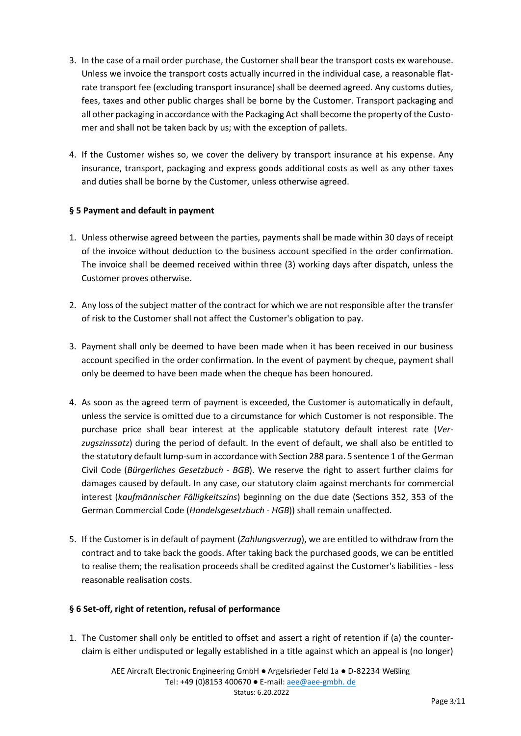3. In the case of a mail order purchase, the Customer shall bear the transport costs ex warehouse. Unless we invoice the transport costs actually incurred in the individual case, a reasonable flat-rate transport fee (excluding transport insurance) shall be deemed agreed. Any customs duties, fees, taxes and other public charges shall be borne by the Customer. Transport packaging and all other packaging in accordance with the Packaging Act shall become the property of the Customer and shall not be taken back by us; with the exception of pallets.

4. If the Customer wishes so, we cover the delivery by transport insurance at his expense. Any insurance, transport, packaging and express goods additional costs as well as any other taxes and duties shall be borne by the Customer, unless otherwise agreed.

**§ 5 Payment and default in payment**

1. Unless otherwise agreed between the parties, payments shall be made within 30 days of receipt of the invoice without deduction to the business account specified in the order confirmation. The invoice shall be deemed received within three (3) working days after dispatch, unless the Customer proves otherwise.

2. Any loss of the subject matter of the contract for which we are not responsible after the transfer of risk to the Customer shall not affect the Customer's obligation to pay.

3. Payment shall only be deemed to have been made when it has been received in our business account specified in the order confirmation. In the event of payment by cheque, payment shall only be deemed to have been made when the cheque has been honoured.

4. As soon as the agreed term of payment is exceeded, the Customer is automatically in default, unless the service is omitted due to a circumstance for which Customer is not responsible. The purchase price shall bear interest at the applicable statutory default interest rate (*Verzugszinssatz*) during the period of default. In the event of default, we shall also be entitled to the statutory default lump-sum in accordance with Section 288 para. 5 sentence 1 of the German Civil Code (*Bürgerliches Gesetzbuch - BGB*). We reserve the right to assert further claims for damages caused by default. In any case, our statutory claim against merchants for commercial interest (*kaufmännischer Fälligkeitszins*) beginning on the due date (Sections 352, 353 of the German Commercial Code (*Handelsgesetzbuch - HGB*)) shall remain unaffected.

5. If the Customer is in default of payment (*Zahlungsverzug*), we are entitled to withdraw from the contract and to take back the goods. After taking back the purchased goods, we can be entitled to realise them; the realisation proceeds shall be credited against the Customer's liabilities - less reasonable realisation costs.

**§ 6 Set-off, right of retention, refusal of performance**

1. The Customer shall only be entitled to offset and assert a right of retention if (a) the counterclaim is either undisputed or legally established in a title against which an appeal is (no longer)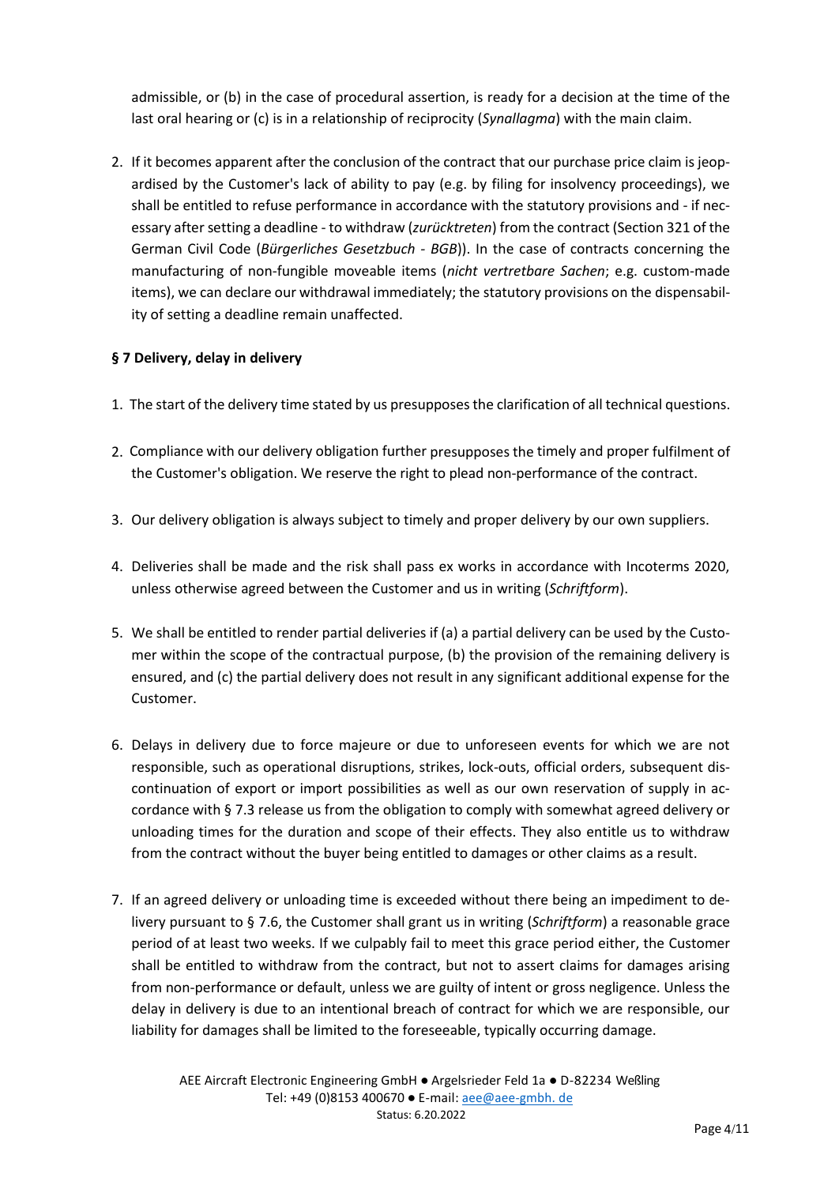admissible, or (b) in the case of procedural assertion, is ready for a decision at the time of the last oral hearing or (c) is in a relationship of reciprocity (*Synallagma*) with the main claim.

2. If it becomes apparent after the conclusion of the contract that our purchase price claim is jeopardised by the Customer's lack of ability to pay (e.g. by filing for insolvency proceedings), we shall be entitled to refuse performance in accordance with the statutory provisions and - if necessary after setting a deadline - to withdraw (*zurücktreten*) from the contract (Section 321 of the German Civil Code (*Bürgerliches Gesetzbuch - BGB*)). In the case of contracts concerning the manufacturing of non-fungible moveable items (*nicht vertretbare Sachen*; e.g. custom-made items), we can declare our withdrawal immediately; the statutory provisions on the dispensability of setting a deadline remain unaffected.

**§ 7 Delivery, delay in delivery**

1. The start of the delivery time stated by us presupposes the clarification of all technical questions.

2. Compliance with our delivery obligation further presupposes the timely and proper fulfilment of the Customer's obligation. We reserve the right to plead non-performance of the contract.

3. Our delivery obligation is always subject to timely and proper delivery by our own suppliers.

4. Deliveries shall be made and the risk shall pass ex works in accordance with Incoterms 2020, unless otherwise agreed between the Customer and us in writing (*Schriftform*).

5. We shall be entitled to render partial deliveries if (a) a partial delivery can be used by the Customer within the scope of the contractual purpose, (b) the provision of the remaining delivery is ensured, and (c) the partial delivery does not result in any significant additional expense for the Customer.

6. Delays in delivery due to force majeure or due to unforeseen events for which we are not responsible, such as operational disruptions, strikes, lock-outs, official orders, subsequent discontinuation of export or import possibilities as well as our own reservation of supply in accordance with § 7.3 release us from the obligation to comply with somewhat agreed delivery or unloading times for the duration and scope of their effects. They also entitle us to withdraw from the contract without the buyer being entitled to damages or other claims as a result.

7. If an agreed delivery or unloading time is exceeded without there being an impediment to delivery pursuant to § 7.6, the Customer shall grant us in writing (*Schriftform*) a reasonable grace period of at least two weeks. If we culpably fail to meet this grace period either, the Customer shall be entitled to withdraw from the contract, but not to assert claims for damages arising from non-performance or default, unless we are guilty of intent or gross negligence. Unless the delay in delivery is due to an intentional breach of contract for which we are responsible, our liability for damages shall be limited to the foreseeable, typically occurring damage.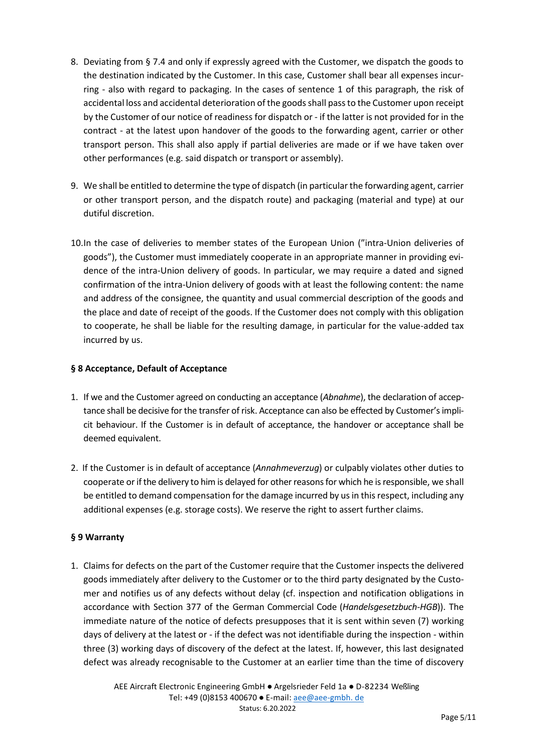8. Deviating from § 7.4 and only if expressly agreed with the Customer, we dispatch the goods to the destination indicated by the Customer. In this case, Customer shall bear all expenses incurring - also with regard to packaging. In the cases of sentence 1 of this paragraph, the risk of accidental loss and accidental deterioration of the goods shall pass to the Customer upon receipt by the Customer of our notice of readiness for dispatch or - if the latter is not provided for in the contract - at the latest upon handover of the goods to the forwarding agent, carrier or other transport person. This shall also apply if partial deliveries are made or if we have taken over other performances (e.g. said dispatch or transport or assembly).

9. We shall be entitled to determine the type of dispatch (in particular the forwarding agent, carrier or other transport person, and the dispatch route) and packaging (material and type) at our dutiful discretion.

10. In the case of deliveries to member states of the European Union ("intra-Union deliveries of goods"), the Customer must immediately cooperate in an appropriate manner in providing evidence of the intra-Union delivery of goods. In particular, we may require a dated and signed confirmation of the intra-Union delivery of goods with at least the following content: the name and address of the consignee, the quantity and usual commercial description of the goods and the place and date of receipt of the goods. If the Customer does not comply with this obligation to cooperate, he shall be liable for the resulting damage, in particular for the value-added tax incurred by us.

### § 8 Acceptance, Default of Acceptance

1. If we and the Customer agreed on conducting an acceptance (*Abnahme*), the declaration of acceptance shall be decisive for the transfer of risk. Acceptance can also be effected by Customer's implicit behaviour. If the Customer is in default of acceptance, the handover or acceptance shall be deemed equivalent.

2. If the Customer is in default of acceptance (*Annahmeverzug*) or culpably violates other duties to cooperate or if the delivery to him is delayed for other reasons for which he is responsible, we shall be entitled to demand compensation for the damage incurred by us in this respect, including any additional expenses (e.g. storage costs). We reserve the right to assert further claims.

### § 9 Warranty

1. Claims for defects on the part of the Customer require that the Customer inspects the delivered goods immediately after delivery to the Customer or to the third party designated by the Customer and notifies us of any defects without delay (cf. inspection and notification obligations in accordance with Section 377 of the German Commercial Code (*Handelsgesetzbuch-HGB*)). The immediate nature of the notice of defects presupposes that it is sent within seven (7) working days of delivery at the latest or - if the defect was not identifiable during the inspection - within three (3) working days of discovery of the defect at the latest. If, however, this last designated defect was already recognisable to the Customer at an earlier time than the time of discovery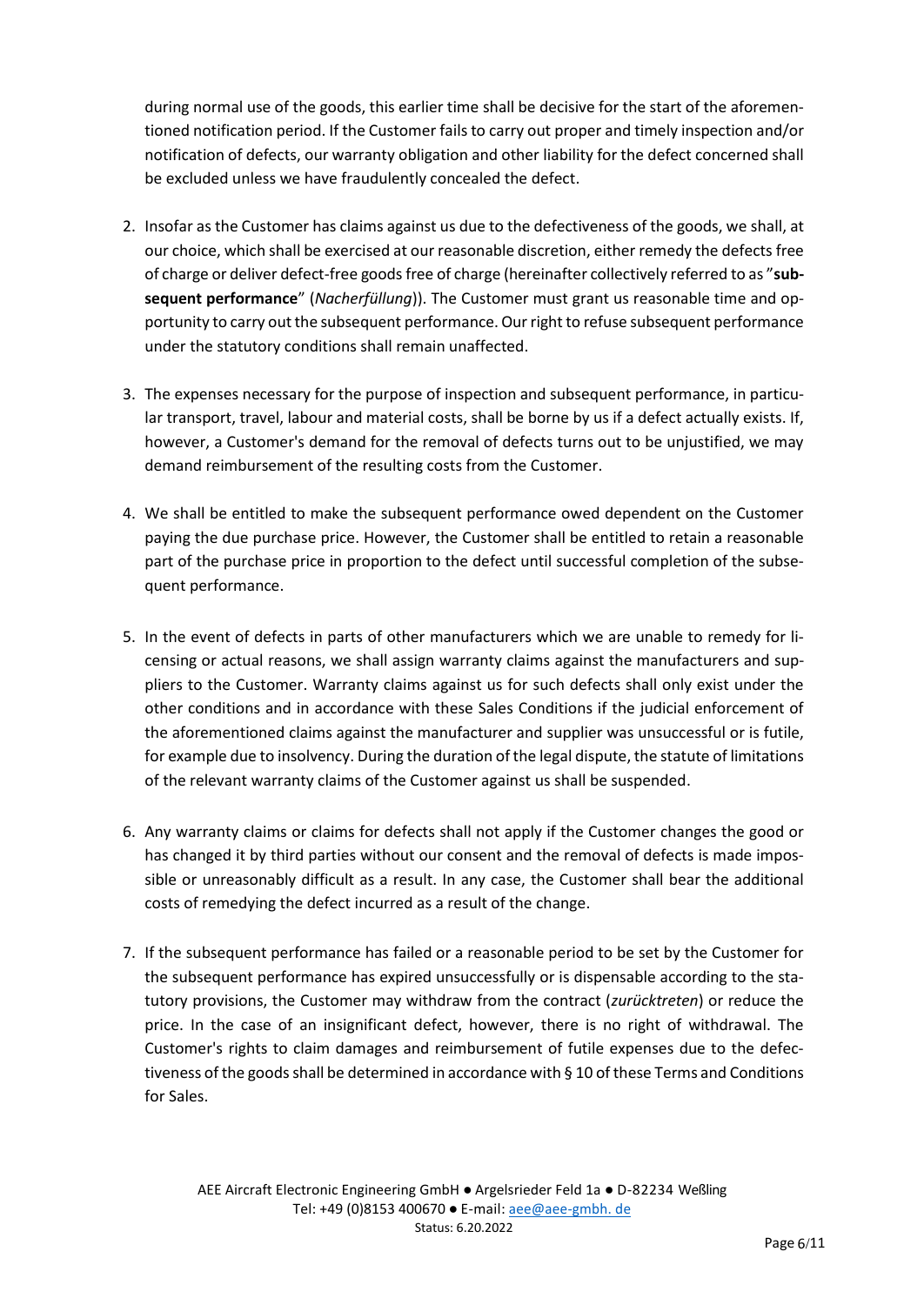during normal use of the goods, this earlier time shall be decisive for the start of the aforementioned notification period. If the Customer fails to carry out proper and timely inspection and/or notification of defects, our warranty obligation and other liability for the defect concerned shall be excluded unless we have fraudulently concealed the defect.

2. Insofar as the Customer has claims against us due to the defectiveness of the goods, we shall, at our choice, which shall be exercised at our reasonable discretion, either remedy the defects free of charge or deliver defect-free goods free of charge (hereinafter collectively referred to as "**subsequent performance**" (*Nacherfüllung*)). The Customer must grant us reasonable time and opportunity to carry out the subsequent performance. Our right to refuse subsequent performance under the statutory conditions shall remain unaffected.

3. The expenses necessary for the purpose of inspection and subsequent performance, in particular transport, travel, labour and material costs, shall be borne by us if a defect actually exists. If, however, a Customer's demand for the removal of defects turns out to be unjustified, we may demand reimbursement of the resulting costs from the Customer.

4. We shall be entitled to make the subsequent performance owed dependent on the Customer paying the due purchase price. However, the Customer shall be entitled to retain a reasonable part of the purchase price in proportion to the defect until successful completion of the subsequent performance.

5. In the event of defects in parts of other manufacturers which we are unable to remedy for licensing or actual reasons, we shall assign warranty claims against the manufacturers and suppliers to the Customer. Warranty claims against us for such defects shall only exist under the other conditions and in accordance with these Sales Conditions if the judicial enforcement of the aforementioned claims against the manufacturer and supplier was unsuccessful or is futile, for example due to insolvency. During the duration of the legal dispute, the statute of limitations of the relevant warranty claims of the Customer against us shall be suspended.

6. Any warranty claims or claims for defects shall not apply if the Customer changes the good or has changed it by third parties without our consent and the removal of defects is made impossible or unreasonably difficult as a result. In any case, the Customer shall bear the additional costs of remedying the defect incurred as a result of the change.

7. If the subsequent performance has failed or a reasonable period to be set by the Customer for the subsequent performance has expired unsuccessfully or is dispensable according to the statutory provisions, the Customer may withdraw from the contract (*zurücktreten*) or reduce the price. In the case of an insignificant defect, however, there is no right of withdrawal. The Customer's rights to claim damages and reimbursement of futile expenses due to the defectiveness of the goods shall be determined in accordance with § 10 of these Terms and Conditions for Sales.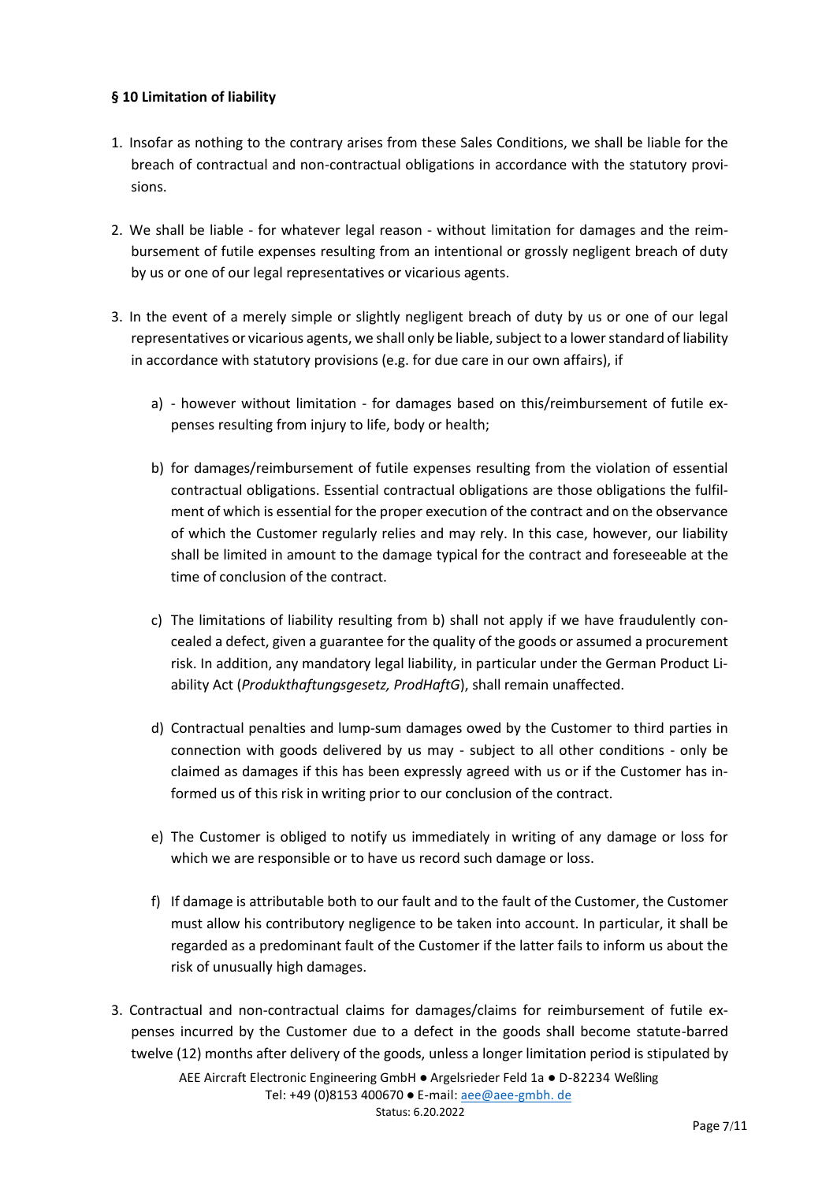**§ 10 Limitation of liability**

1. Insofar as nothing to the contrary arises from these Sales Conditions, we shall be liable for the breach of contractual and non-contractual obligations in accordance with the statutory provisions.

2. We shall be liable - for whatever legal reason - without limitation for damages and the reimbursement of futile expenses resulting from an intentional or grossly negligent breach of duty by us or one of our legal representatives or vicarious agents.

3. In the event of a merely simple or slightly negligent breach of duty by us or one of our legal representatives or vicarious agents, we shall only be liable, subject to a lower standard of liability in accordance with statutory provisions (e.g. for due care in our own affairs), if

   a) - however without limitation - for damages based on this/reimbursement of futile expenses resulting from injury to life, body or health;

   b) for damages/reimbursement of futile expenses resulting from the violation of essential contractual obligations. Essential contractual obligations are those obligations the fulfilment of which is essential for the proper execution of the contract and on the observance of which the Customer regularly relies and may rely. In this case, however, our liability shall be limited in amount to the damage typical for the contract and foreseeable at the time of conclusion of the contract.

   c) The limitations of liability resulting from b) shall not apply if we have fraudulently concealed a defect, given a guarantee for the quality of the goods or assumed a procurement risk. In addition, any mandatory legal liability, in particular under the German Product Liability Act (*Produkthaftungsgesetz, ProdHaftG*), shall remain unaffected.

   d) Contractual penalties and lump-sum damages owed by the Customer to third parties in connection with goods delivered by us may - subject to all other conditions - only be claimed as damages if this has been expressly agreed with us or if the Customer has informed us of this risk in writing prior to our conclusion of the contract.

   e) The Customer is obliged to notify us immediately in writing of any damage or loss for which we are responsible or to have us record such damage or loss.

   f) If damage is attributable both to our fault and to the fault of the Customer, the Customer must allow his contributory negligence to be taken into account. In particular, it shall be regarded as a predominant fault of the Customer if the latter fails to inform us about the risk of unusually high damages.

3. Contractual and non-contractual claims for damages/claims for reimbursement of futile expenses incurred by the Customer due to a defect in the goods shall become statute-barred twelve (12) months after delivery of the goods, unless a longer limitation period is stipulated by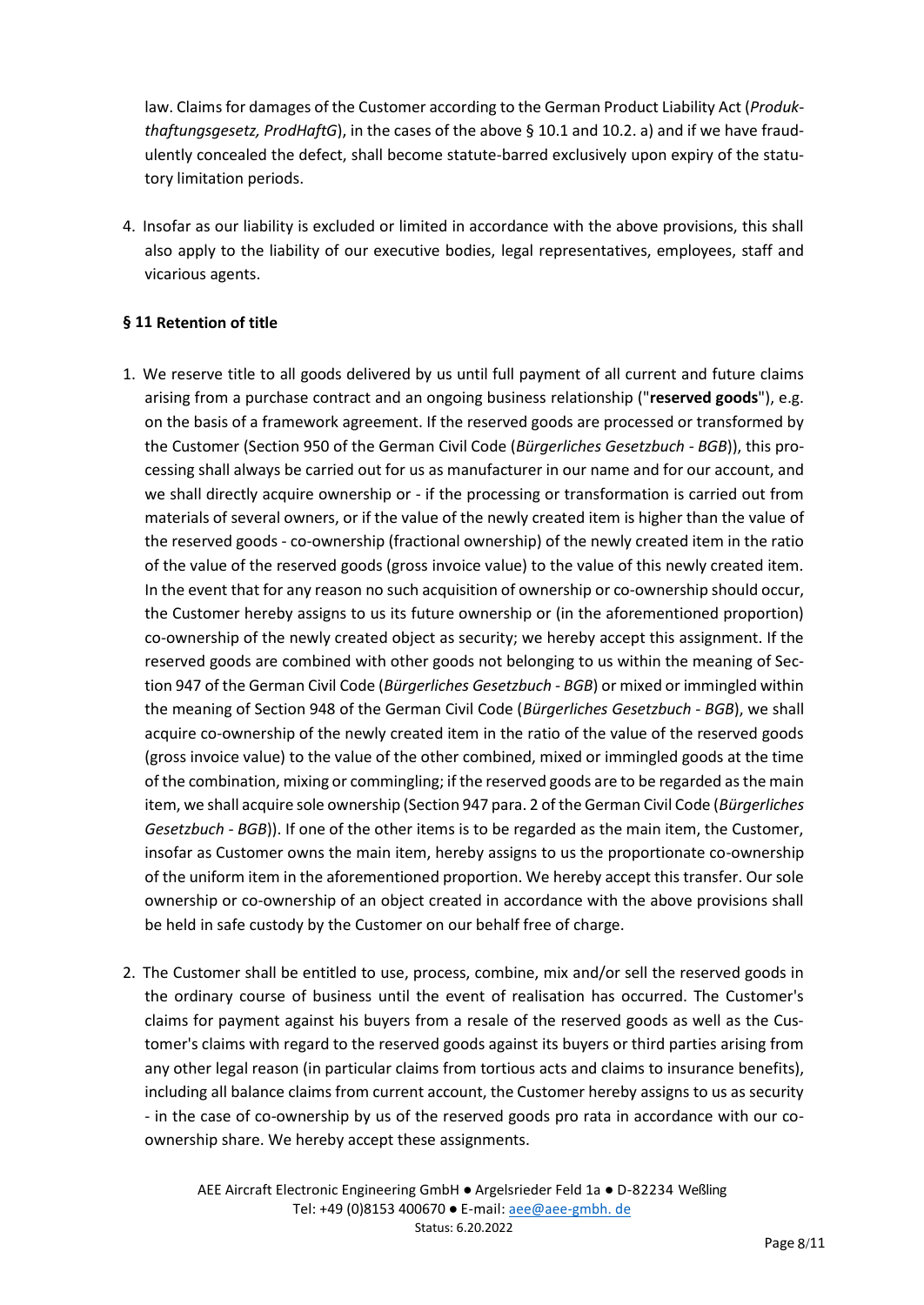law. Claims for damages of the Customer according to the German Product Liability Act (*Produkthaftungsgesetz, ProdHaftG*), in the cases of the above § 10.1 and 10.2. a) and if we have fraudulently concealed the defect, shall become statute-barred exclusively upon expiry of the statutory limitation periods.

4. Insofar as our liability is excluded or limited in accordance with the above provisions, this shall also apply to the liability of our executive bodies, legal representatives, employees, staff and vicarious agents.

### § 11 Retention of title

1. We reserve title to all goods delivered by us until full payment of all current and future claims arising from a purchase contract and an ongoing business relationship ("**reserved goods**"), e.g. on the basis of a framework agreement. If the reserved goods are processed or transformed by the Customer (Section 950 of the German Civil Code (*Bürgerliches Gesetzbuch - BGB*)), this processing shall always be carried out for us as manufacturer in our name and for our account, and we shall directly acquire ownership or - if the processing or transformation is carried out from materials of several owners, or if the value of the newly created item is higher than the value of the reserved goods - co-ownership (fractional ownership) of the newly created item in the ratio of the value of the reserved goods (gross invoice value) to the value of this newly created item. In the event that for any reason no such acquisition of ownership or co-ownership should occur, the Customer hereby assigns to us its future ownership or (in the aforementioned proportion) co-ownership of the newly created object as security; we hereby accept this assignment. If the reserved goods are combined with other goods not belonging to us within the meaning of Section 947 of the German Civil Code (*Bürgerliches Gesetzbuch - BGB*) or mixed or immingled within the meaning of Section 948 of the German Civil Code (*Bürgerliches Gesetzbuch - BGB*), we shall acquire co-ownership of the newly created item in the ratio of the value of the reserved goods (gross invoice value) to the value of the other combined, mixed or immingled goods at the time of the combination, mixing or commingling; if the reserved goods are to be regarded as the main item, we shall acquire sole ownership (Section 947 para. 2 of the German Civil Code (*Bürgerliches Gesetzbuch - BGB*)). If one of the other items is to be regarded as the main item, the Customer, insofar as Customer owns the main item, hereby assigns to us the proportionate co-ownership of the uniform item in the aforementioned proportion. We hereby accept this transfer. Our sole ownership or co-ownership of an object created in accordance with the above provisions shall be held in safe custody by the Customer on our behalf free of charge.

2. The Customer shall be entitled to use, process, combine, mix and/or sell the reserved goods in the ordinary course of business until the event of realisation has occurred. The Customer's claims for payment against his buyers from a resale of the reserved goods as well as the Customer's claims with regard to the reserved goods against its buyers or third parties arising from any other legal reason (in particular claims from tortious acts and claims to insurance benefits), including all balance claims from current account, the Customer hereby assigns to us as security - in the case of co-ownership by us of the reserved goods pro rata in accordance with our co-ownership share. We hereby accept these assignments.

AEE Aircraft Electronic Engineering GmbH ● Argelsrieder Feld 1a ● D-82234 Weßling
Tel: +49 (0)8153 400670 ● E-mail: aee@aee-gmbh. de
Status: 6.20.2022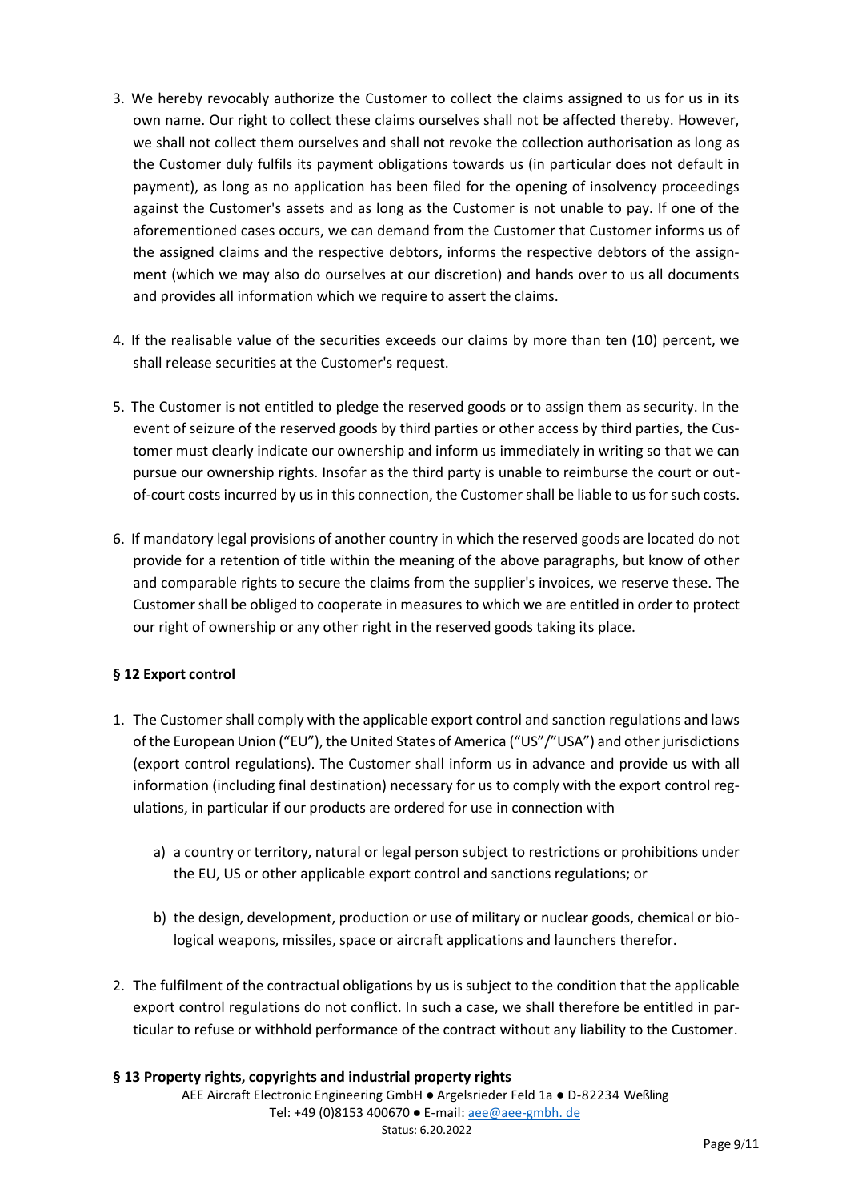3. We hereby revocably authorize the Customer to collect the claims assigned to us for us in its own name. Our right to collect these claims ourselves shall not be affected thereby. However, we shall not collect them ourselves and shall not revoke the collection authorisation as long as the Customer duly fulfils its payment obligations towards us (in particular does not default in payment), as long as no application has been filed for the opening of insolvency proceedings against the Customer's assets and as long as the Customer is not unable to pay. If one of the aforementioned cases occurs, we can demand from the Customer that Customer informs us of the assigned claims and the respective debtors, informs the respective debtors of the assignment (which we may also do ourselves at our discretion) and hands over to us all documents and provides all information which we require to assert the claims.

4. If the realisable value of the securities exceeds our claims by more than ten (10) percent, we shall release securities at the Customer's request.

5. The Customer is not entitled to pledge the reserved goods or to assign them as security. In the event of seizure of the reserved goods by third parties or other access by third parties, the Customer must clearly indicate our ownership and inform us immediately in writing so that we can pursue our ownership rights. Insofar as the third party is unable to reimburse the court or out-of-court costs incurred by us in this connection, the Customer shall be liable to us for such costs.

6. If mandatory legal provisions of another country in which the reserved goods are located do not provide for a retention of title within the meaning of the above paragraphs, but know of other and comparable rights to secure the claims from the supplier's invoices, we reserve these. The Customer shall be obliged to cooperate in measures to which we are entitled in order to protect our right of ownership or any other right in the reserved goods taking its place.

## § 12 Export control

1. The Customer shall comply with the applicable export control and sanction regulations and laws of the European Union ("EU"), the United States of America ("US"/"USA") and other jurisdictions (export control regulations). The Customer shall inform us in advance and provide us with all information (including final destination) necessary for us to comply with the export control regulations, in particular if our products are ordered for use in connection with

   a) a country or territory, natural or legal person subject to restrictions or prohibitions under the EU, US or other applicable export control and sanctions regulations; or

   b) the design, development, production or use of military or nuclear goods, chemical or biological weapons, missiles, space or aircraft applications and launchers therefor.

2. The fulfilment of the contractual obligations by us is subject to the condition that the applicable export control regulations do not conflict. In such a case, we shall therefore be entitled in particular to refuse or withhold performance of the contract without any liability to the Customer.

## § 13 Property rights, copyrights and industrial property rights

AEE Aircraft Electronic Engineering GmbH ● Argelsrieder Feld 1a ● D-82234 Weßling
Tel: +49 (0)8153 400670 ● E-mail: aee@aee-gmbh. de
Status: 6.20.2022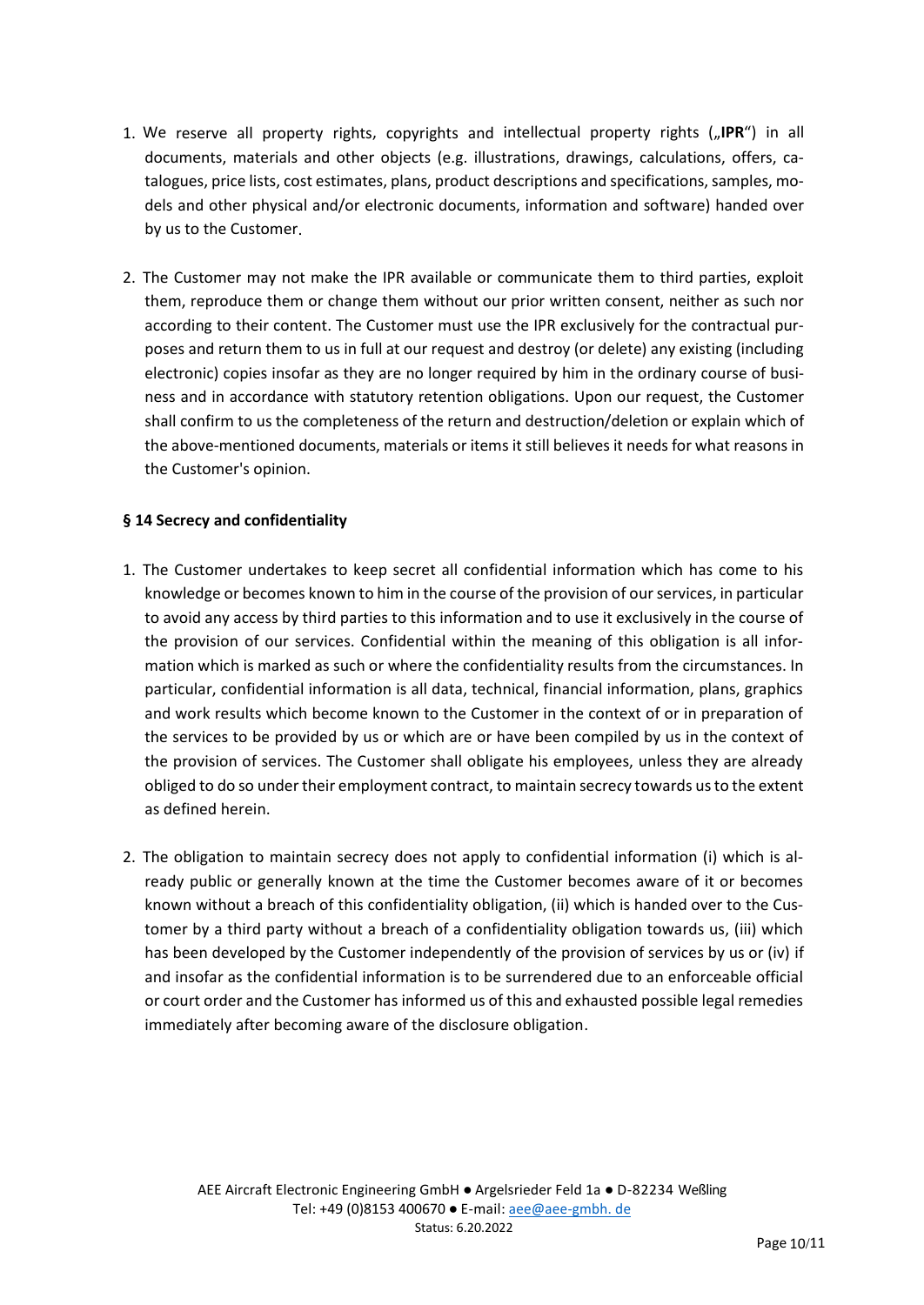1. We reserve all property rights, copyrights and intellectual property rights („**IPR**“) in all documents, materials and other objects (e.g. illustrations, drawings, calculations, offers, catalogues, price lists, cost estimates, plans, product descriptions and specifications, samples, models and other physical and/or electronic documents, information and software) handed over by us to the Customer.

2. The Customer may not make the IPR available or communicate them to third parties, exploit them, reproduce them or change them without our prior written consent, neither as such nor according to their content. The Customer must use the IPR exclusively for the contractual purposes and return them to us in full at our request and destroy (or delete) any existing (including electronic) copies insofar as they are no longer required by him in the ordinary course of business and in accordance with statutory retention obligations. Upon our request, the Customer shall confirm to us the completeness of the return and destruction/deletion or explain which of the above-mentioned documents, materials or items it still believes it needs for what reasons in the Customer's opinion.

**§ 14 Secrecy and confidentiality**

1. The Customer undertakes to keep secret all confidential information which has come to his knowledge or becomes known to him in the course of the provision of our services, in particular to avoid any access by third parties to this information and to use it exclusively in the course of the provision of our services. Confidential within the meaning of this obligation is all information which is marked as such or where the confidentiality results from the circumstances. In particular, confidential information is all data, technical, financial information, plans, graphics and work results which become known to the Customer in the context of or in preparation of the services to be provided by us or which are or have been compiled by us in the context of the provision of services. The Customer shall obligate his employees, unless they are already obliged to do so under their employment contract, to maintain secrecy towards us to the extent as defined herein.

2. The obligation to maintain secrecy does not apply to confidential information (i) which is already public or generally known at the time the Customer becomes aware of it or becomes known without a breach of this confidentiality obligation, (ii) which is handed over to the Customer by a third party without a breach of a confidentiality obligation towards us, (iii) which has been developed by the Customer independently of the provision of services by us or (iv) if and insofar as the confidential information is to be surrendered due to an enforceable official or court order and the Customer has informed us of this and exhausted possible legal remedies immediately after becoming aware of the disclosure obligation.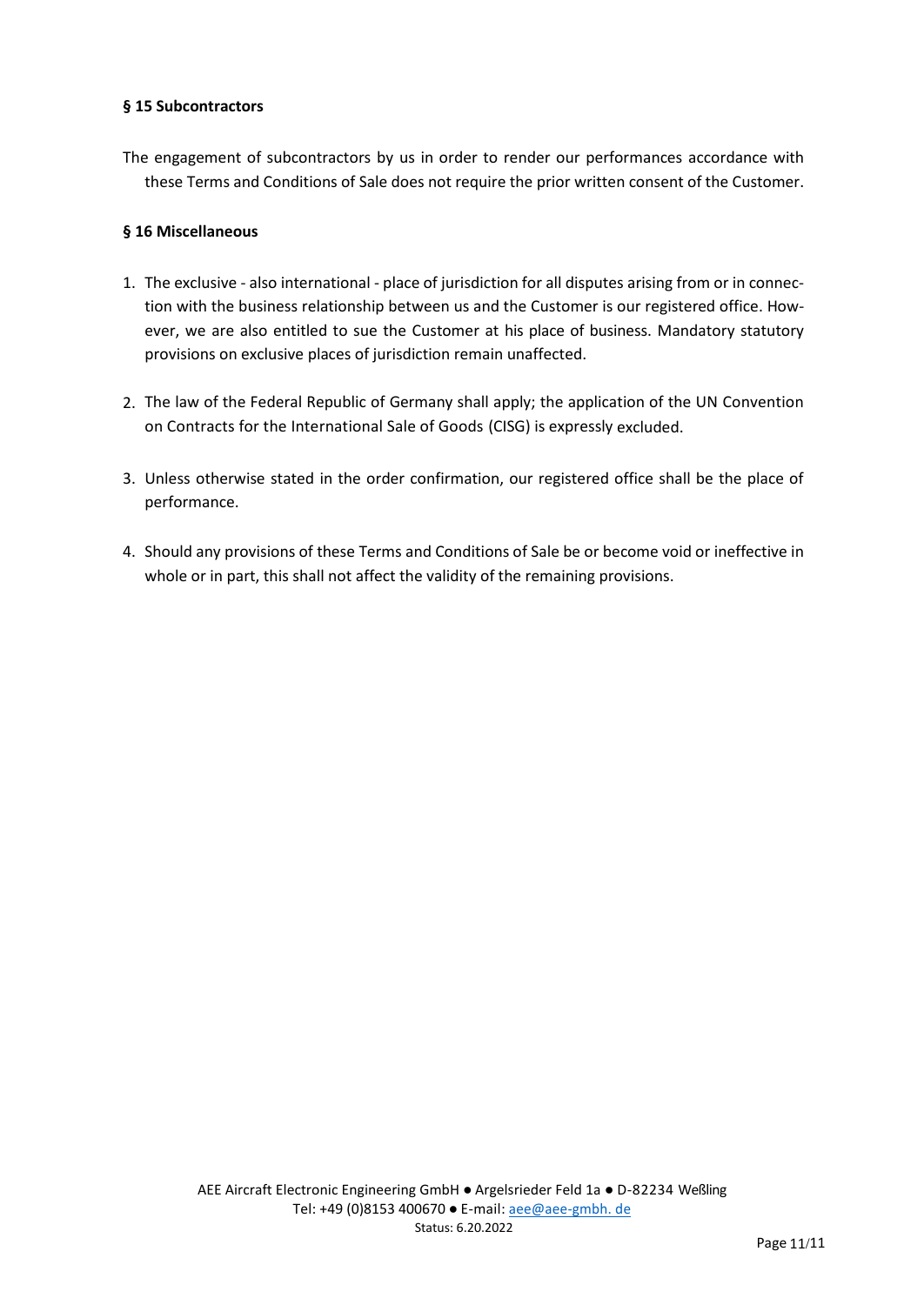**§ 15 Subcontractors**

The engagement of subcontractors by us in order to render our performances accordance with these Terms and Conditions of Sale does not require the prior written consent of the Customer.

**§ 16 Miscellaneous**

1. The exclusive - also international - place of jurisdiction for all disputes arising from or in connection with the business relationship between us and the Customer is our registered office. However, we are also entitled to sue the Customer at his place of business. Mandatory statutory provisions on exclusive places of jurisdiction remain unaffected.

2. The law of the Federal Republic of Germany shall apply; the application of the UN Convention on Contracts for the International Sale of Goods (CISG) is expressly excluded.

3. Unless otherwise stated in the order confirmation, our registered office shall be the place of performance.

4. Should any provisions of these Terms and Conditions of Sale be or become void or ineffective in whole or in part, this shall not affect the validity of the remaining provisions.